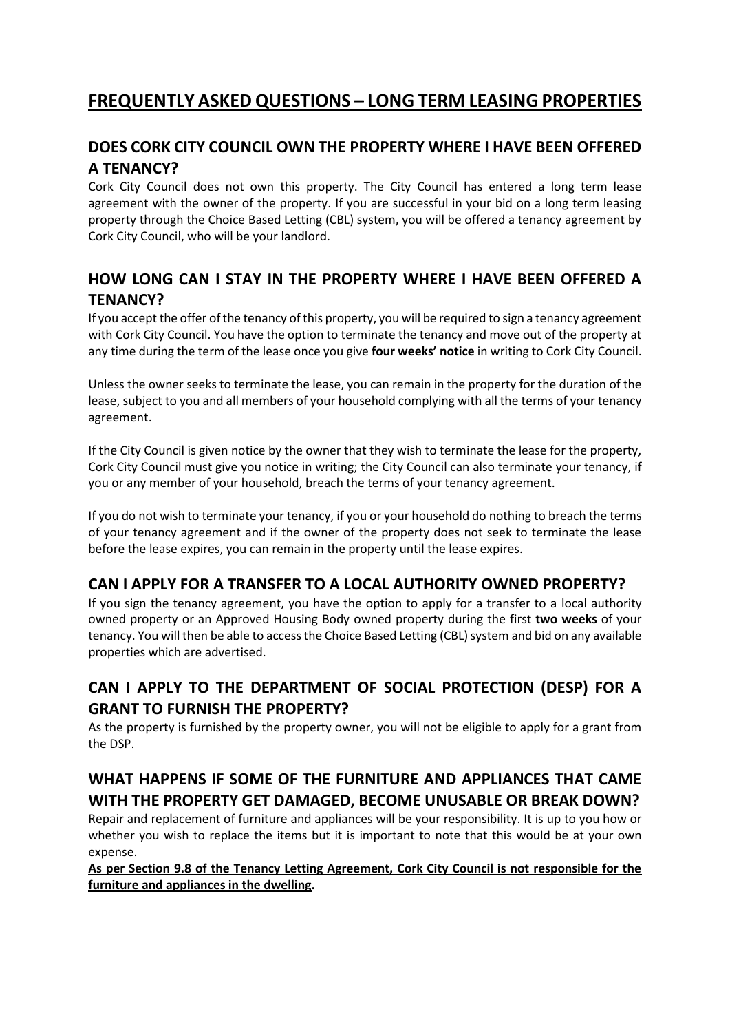# FREQUENTLY ASKED QUESTIONS – LONG TERM LEASING PROPERTIES

## DOES CORK CITY COUNCIL OWN THE PROPERTY WHERE I HAVE BEEN OFFERED A TENANCY?

Cork City Council does not own this property. The City Council has entered a long term lease agreement with the owner of the property. If you are successful in your bid on a long term leasing property through the Choice Based Letting (CBL) system, you will be offered a tenancy agreement by Cork City Council, who will be your landlord.

## HOW LONG CAN I STAY IN THE PROPERTY WHERE I HAVE BEEN OFFERED A TENANCY?

If you accept the offer of the tenancy of this property, you will be required to sign a tenancy agreement with Cork City Council. You have the option to terminate the tenancy and move out of the property at any time during the term of the lease once you give **four weeks' notice** in writing to Cork City Council.

Unless the owner seeks to terminate the lease, you can remain in the property for the duration of the lease, subject to you and all members of your household complying with all the terms of your tenancy agreement.

If the City Council is given notice by the owner that they wish to terminate the lease for the property, Cork City Council must give you notice in writing; the City Council can also terminate your tenancy, if you or any member of your household, breach the terms of your tenancy agreement.

If you do not wish to terminate your tenancy, if you or your household do nothing to breach the terms of your tenancy agreement and if the owner of the property does not seek to terminate the lease before the lease expires, you can remain in the property until the lease expires.

## CAN I APPLY FOR A TRANSFER TO A LOCAL AUTHORITY OWNED PROPERTY?

If you sign the tenancy agreement, you have the option to apply for a transfer to a local authority owned property or an Approved Housing Body owned property during the first **two weeks** of your tenancy. You will then be able to access the Choice Based Letting (CBL) system and bid on any available properties which are advertised.

## CAN I APPLY TO THE DEPARTMENT OF SOCIAL PROTECTION (DESP) FOR A GRANT TO FURNISH THE PROPERTY?

As the property is furnished by the property owner, you will not be eligible to apply for a grant from the DSP.

## WHAT HAPPENS IF SOME OF THE FURNITURE AND APPLIANCES THAT CAME WITH THE PROPERTY GET DAMAGED, BECOME UNUSABLE OR BREAK DOWN?

Repair and replacement of furniture and appliances will be your responsibility. It is up to you how or whether you wish to replace the items but it is important to note that this would be at your own expense.

**As per Section 9.8 of the Tenancy Letting Agreement, Cork City Council is not responsible for the furniture and appliances in the dwelling.**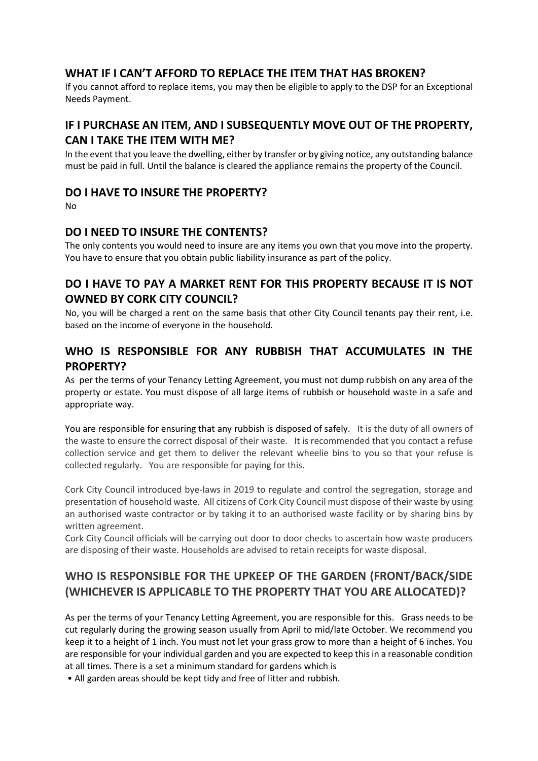## WHAT IF I CAN'T AFFORD TO REPLACE THE ITEM THAT HAS BROKEN?

If you cannot afford to replace items, you may then be eligible to apply to the DSP for an Exceptional Needs Payment.

## IF I PURCHASE AN ITEM, AND I SUBSEQUENTLY MOVE OUT OF THE PROPERTY, CAN I TAKE THE ITEM WITH ME?

In the event that you leave the dwelling, either by transfer or by giving notice, any outstanding balance must be paid in full. Until the balance is cleared the appliance remains the property of the Council.

## DO I HAVE TO INSURE THE PROPERTY?

No

## DO I NEED TO INSURE THE CONTENTS?

The only contents you would need to insure are any items you own that you move into the property. You have to ensure that you obtain public liability insurance as part of the policy.

## DO I HAVE TO PAY A MARKET RENT FOR THIS PROPERTY BECAUSE IT IS NOT OWNED BY CORK CITY COUNCIL?

No, you will be charged a rent on the same basis that other City Council tenants pay their rent, i.e. based on the income of everyone in the household.

## WHO IS RESPONSIBLE FOR ANY RUBBISH THAT ACCUMULATES IN THE PROPERTY?

As per the terms of your Tenancy Letting Agreement, you must not dump rubbish on any area of the property or estate. You must dispose of all large items of rubbish or household waste in a safe and appropriate way.

You are responsible for ensuring that any rubbish is disposed of safely. It is the duty of all owners of the waste to ensure the correct disposal of their waste. It is recommended that you contact a refuse collection service and get them to deliver the relevant wheelie bins to you so that your refuse is collected regularly. You are responsible for paying for this.

Cork City Council introduced bye-laws in 2019 to regulate and control the segregation, storage and presentation of household waste. All citizens of Cork City Council must dispose of their waste by using an authorised waste contractor or by taking it to an authorised waste facility or by sharing bins by written agreement.

Cork City Council officials will be carrying out door to door checks to ascertain how waste producers are disposing of their waste. Households are advised to retain receipts for waste disposal.

## WHO IS RESPONSIBLE FOR THE UPKEEP OF THE GARDEN (FRONT/BACK/SIDE (WHICHEVER IS APPLICABLE TO THE PROPERTY THAT YOU ARE ALLOCATED)?

As per the terms of your Tenancy Letting Agreement, you are responsible for this. Grass needs to be cut regularly during the growing season usually from April to mid/late October. We recommend you keep it to a height of 1 inch. You must not let your grass grow to more than a height of 6 inches. You are responsible for your individual garden and you are expected to keep this in a reasonable condition at all times. There is a set a minimum standard for gardens which is

- All garden areas should be kept tidy and free of litter and rubbish.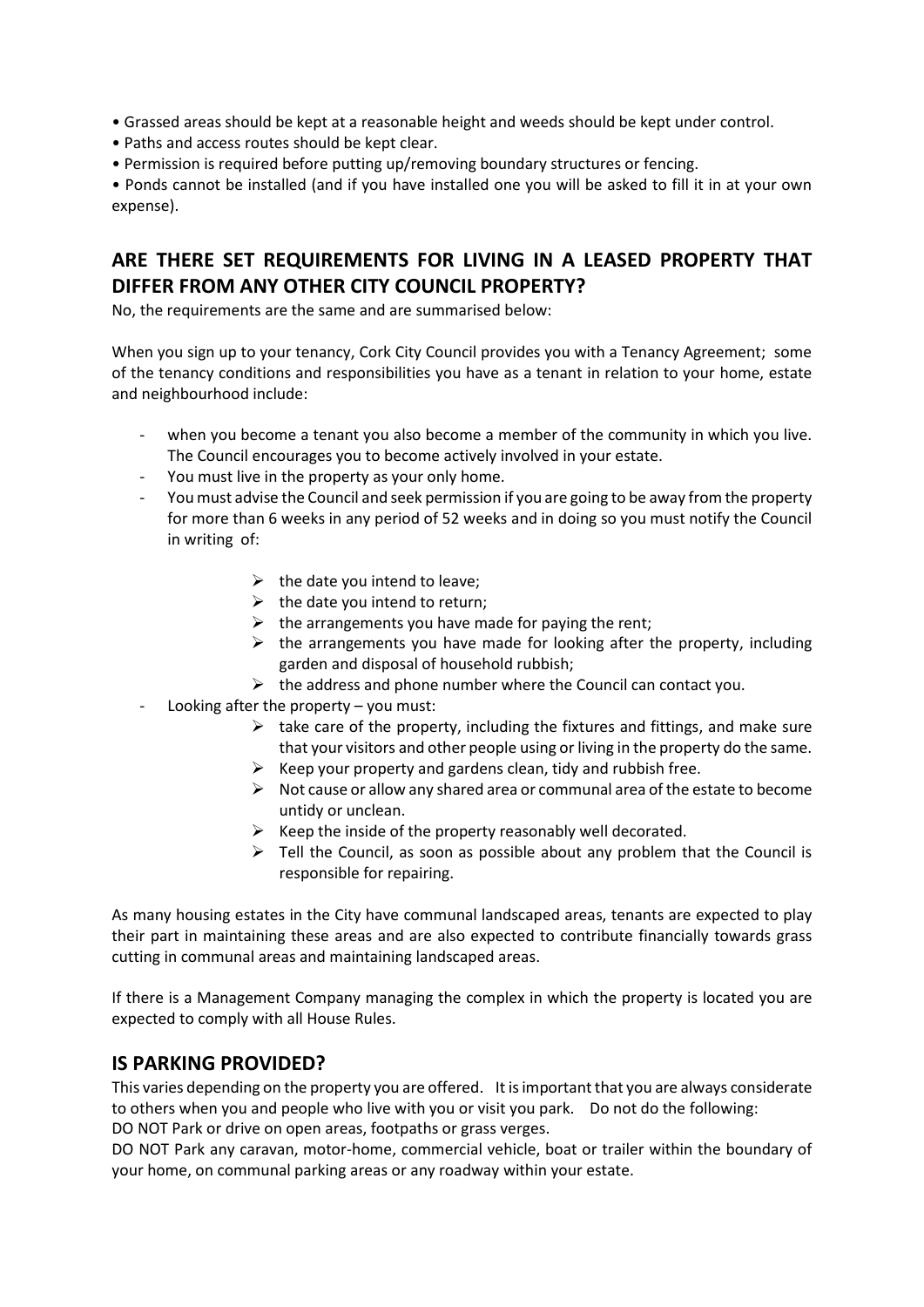- Grassed areas should be kept at a reasonable height and weeds should be kept under control.
- Paths and access routes should be kept clear.
- Permission is required before putting up/removing boundary structures or fencing.
- Ponds cannot be installed (and if you have installed one you will be asked to fill it in at your own expense).

## ARE THERE SET REQUIREMENTS FOR LIVING IN A LEASED PROPERTY THAT DIFFER FROM ANY OTHER CITY COUNCIL PROPERTY?

No, the requirements are the same and are summarised below:

When you sign up to your tenancy, Cork City Council provides you with a Tenancy Agreement; some of the tenancy conditions and responsibilities you have as a tenant in relation to your home, estate and neighbourhood include:

- when you become a tenant you also become a member of the community in which you live. The Council encourages you to become actively involved in your estate.
- You must live in the property as your only home.
- You must advise the Council and seek permission if you are going to be away from the property for more than 6 weeks in any period of 52 weeks and in doing so you must notify the Council in writing of:
    - the date you intend to leave;
    - the date you intend to return;
    - the arrangements you have made for paying the rent;
    - the arrangements you have made for looking after the property, including garden and disposal of household rubbish;
    - the address and phone number where the Council can contact you.
- Looking after the property – you must:
    - take care of the property, including the fixtures and fittings, and make sure that your visitors and other people using or living in the property do the same.
    - Keep your property and gardens clean, tidy and rubbish free.
    - Not cause or allow any shared area or communal area of the estate to become untidy or unclean.
    - Keep the inside of the property reasonably well decorated.
    - Tell the Council, as soon as possible about any problem that the Council is responsible for repairing.

As many housing estates in the City have communal landscaped areas, tenants are expected to play their part in maintaining these areas and are also expected to contribute financially towards grass cutting in communal areas and maintaining landscaped areas.

If there is a Management Company managing the complex in which the property is located you are expected to comply with all House Rules.

## IS PARKING PROVIDED?

This varies depending on the property you are offered. It is important that you are always considerate to others when you and people who live with you or visit you park. Do not do the following:

DO NOT Park or drive on open areas, footpaths or grass verges.

DO NOT Park any caravan, motor-home, commercial vehicle, boat or trailer within the boundary of your home, on communal parking areas or any roadway within your estate.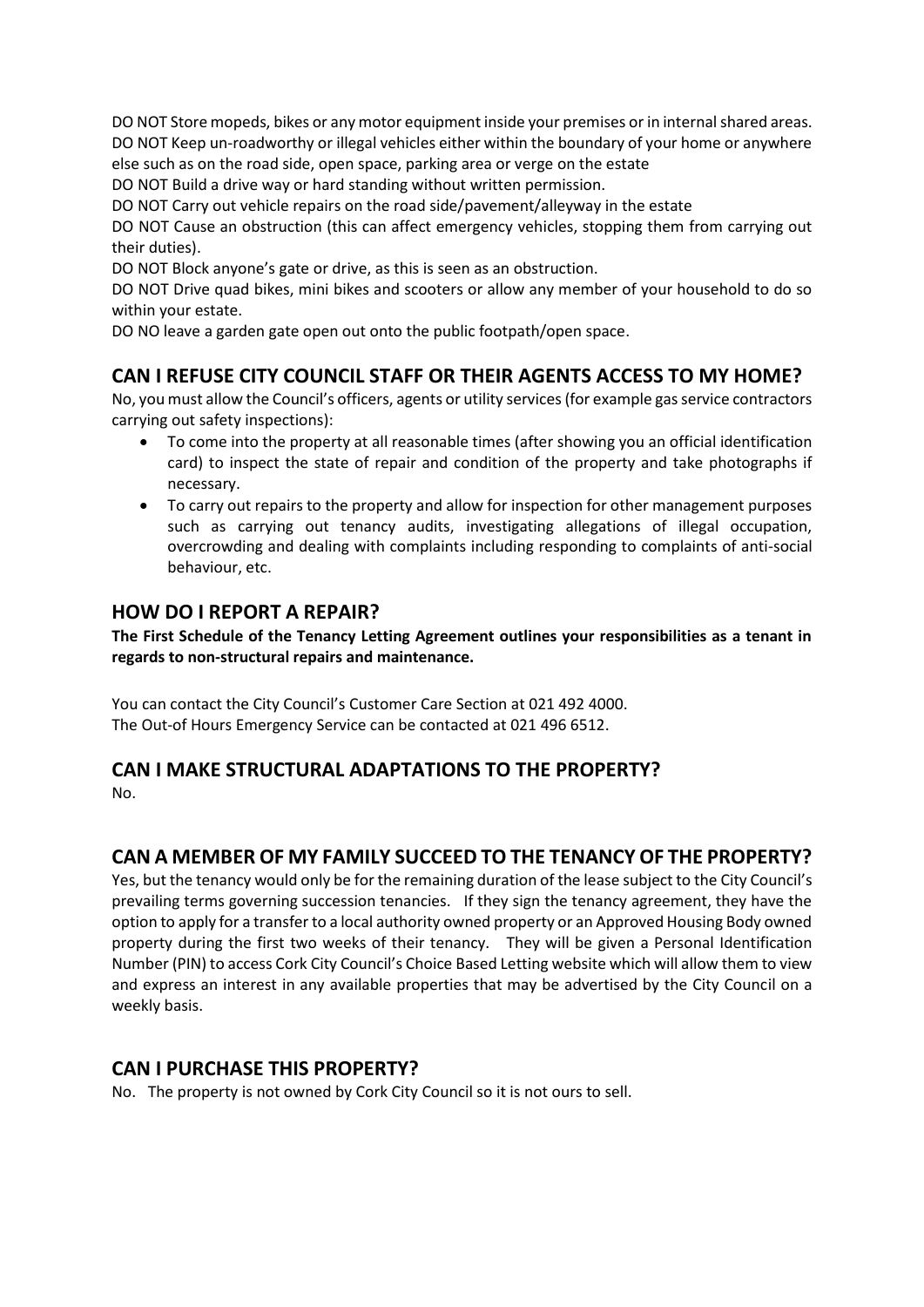DO NOT Store mopeds, bikes or any motor equipment inside your premises or in internal shared areas.
DO NOT Keep un-roadworthy or illegal vehicles either within the boundary of your home or anywhere else such as on the road side, open space, parking area or verge on the estate
DO NOT Build a drive way or hard standing without written permission.
DO NOT Carry out vehicle repairs on the road side/pavement/alleyway in the estate
DO NOT Cause an obstruction (this can affect emergency vehicles, stopping them from carrying out their duties).
DO NOT Block anyone's gate or drive, as this is seen as an obstruction.
DO NOT Drive quad bikes, mini bikes and scooters or allow any member of your household to do so within your estate.
DO NO leave a garden gate open out onto the public footpath/open space.

## CAN I REFUSE CITY COUNCIL STAFF OR THEIR AGENTS ACCESS TO MY HOME?

No, you must allow the Council's officers, agents or utility services (for example gas service contractors carrying out safety inspections):

- To come into the property at all reasonable times (after showing you an official identification card) to inspect the state of repair and condition of the property and take photographs if necessary.
- To carry out repairs to the property and allow for inspection for other management purposes such as carrying out tenancy audits, investigating allegations of illegal occupation, overcrowding and dealing with complaints including responding to complaints of anti-social behaviour, etc.

## HOW DO I REPORT A REPAIR?

**The First Schedule of the Tenancy Letting Agreement outlines your responsibilities as a tenant in regards to non-structural repairs and maintenance.**

You can contact the City Council's Customer Care Section at 021 492 4000.
The Out-of Hours Emergency Service can be contacted at 021 496 6512.

## CAN I MAKE STRUCTURAL ADAPTATIONS TO THE PROPERTY?

No.

## CAN A MEMBER OF MY FAMILY SUCCEED TO THE TENANCY OF THE PROPERTY?

Yes, but the tenancy would only be for the remaining duration of the lease subject to the City Council's prevailing terms governing succession tenancies. If they sign the tenancy agreement, they have the option to apply for a transfer to a local authority owned property or an Approved Housing Body owned property during the first two weeks of their tenancy. They will be given a Personal Identification Number (PIN) to access Cork City Council's Choice Based Letting website which will allow them to view and express an interest in any available properties that may be advertised by the City Council on a weekly basis.

## CAN I PURCHASE THIS PROPERTY?

No. The property is not owned by Cork City Council so it is not ours to sell.